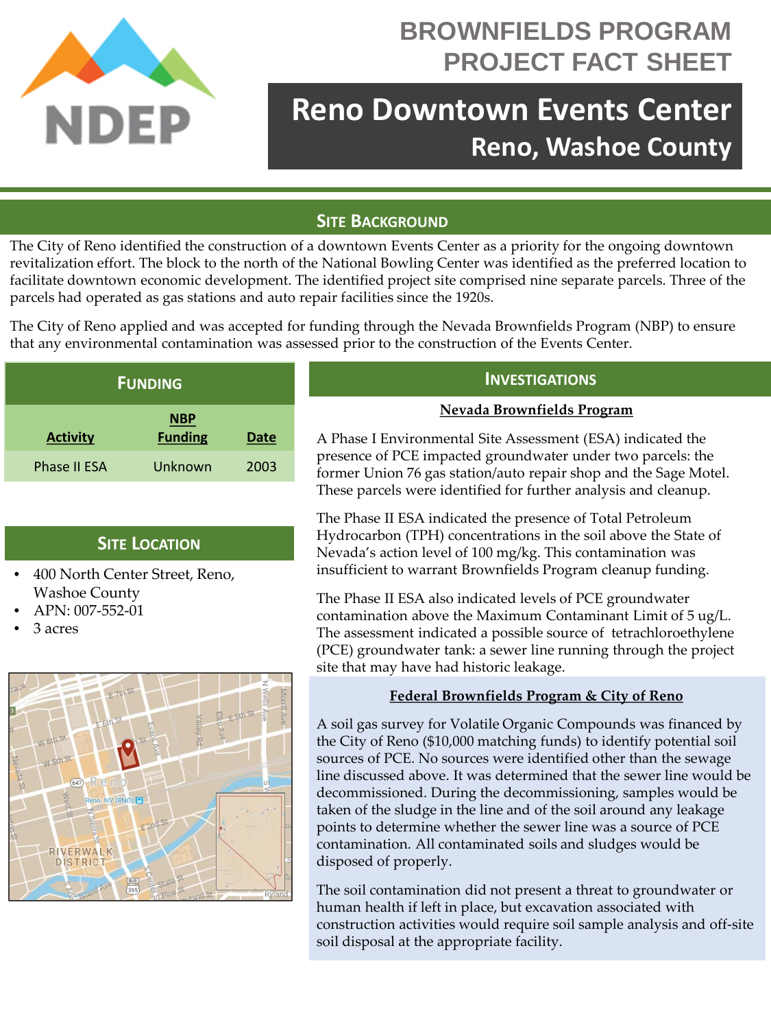# BROWNFIELDS PROGRAM PROJECT FACT SHEET

## Reno Downtown Events Center

### Reno, Washoe County

## SITE BACKGROUND

The City of Reno identified the construction of a downtown Events Center as a priority for the ongoing downtown revitalization effort. The block to the north of the National Bowling Center was identified as the preferred location to facilitate downtown economic development. The identified project site comprised nine separate parcels. Three of the parcels had operated as gas stations and auto repair facilities since the 1920s.

The City of Reno applied and was accepted for funding through the Nevada Brownfields Program (NBP) to ensure that any environmental contamination was assessed prior to the construction of the Events Center.

## FUNDING

| Activity | NBP Funding | Date |
|---|---|---|
| Phase II ESA | Unknown | 2003 |

## SITE LOCATION

- 400 North Center Street, Reno, Washoe County
- APN: 007-552-01
- 3 acres

## INVESTIGATIONS

### Nevada Brownfields Program

A Phase I Environmental Site Assessment (ESA) indicated the presence of PCE impacted groundwater under two parcels: the former Union 76 gas station/auto repair shop and the Sage Motel. These parcels were identified for further analysis and cleanup.

The Phase II ESA indicated the presence of Total Petroleum Hydrocarbon (TPH) concentrations in the soil above the State of Nevada's action level of 100 mg/kg. This contamination was insufficient to warrant Brownfields Program cleanup funding.

The Phase II ESA also indicated levels of PCE groundwater contamination above the Maximum Contaminant Limit of 5 ug/L. The assessment indicated a possible source of tetrachloroethylene (PCE) groundwater tank: a sewer line running through the project site that may have had historic leakage.

### Federal Brownfields Program & City of Reno

A soil gas survey for Volatile Organic Compounds was financed by the City of Reno ($10,000 matching funds) to identify potential soil sources of PCE. No sources were identified other than the sewage line discussed above. It was determined that the sewer line would be decommissioned. During the decommissioning, samples would be taken of the sludge in the line and of the soil around any leakage points to determine whether the sewer line was a source of PCE contamination. All contaminated soils and sludges would be disposed of properly.

The soil contamination did not present a threat to groundwater or human health if left in place, but excavation associated with construction activities would require soil sample analysis and off-site soil disposal at the appropriate facility.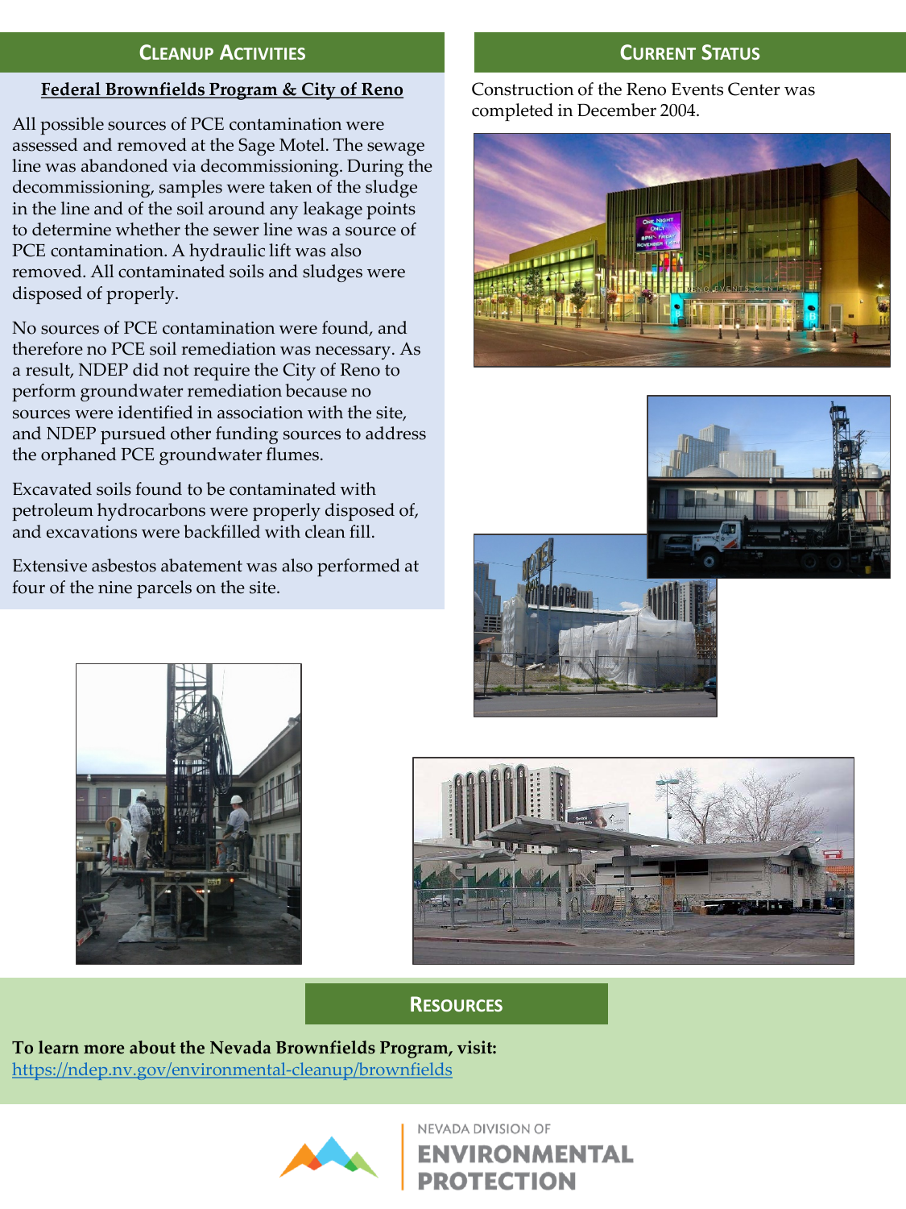## Cleanup Activities

### Federal Brownfields Program & City of Reno

All possible sources of PCE contamination were assessed and removed at the Sage Motel. The sewage line was abandoned via decommissioning. During the decommissioning, samples were taken of the sludge in the line and of the soil around any leakage points to determine whether the sewer line was a source of PCE contamination. A hydraulic lift was also removed. All contaminated soils and sludges were disposed of properly.

No sources of PCE contamination were found, and therefore no PCE soil remediation was necessary. As a result, NDEP did not require the City of Reno to perform groundwater remediation because no sources were identified in association with the site, and NDEP pursued other funding sources to address the orphaned PCE groundwater flumes.

Excavated soils found to be contaminated with petroleum hydrocarbons were properly disposed of, and excavations were backfilled with clean fill.

Extensive asbestos abatement was also performed at four of the nine parcels on the site.

## Current Status

Construction of the Reno Events Center was completed in December 2004.

## Resources

**To learn more about the Nevada Brownfields Program, visit:**
https://ndep.nv.gov/environmental-cleanup/brownfields

NEVADA DIVISION OF ENVIRONMENTAL PROTECTION